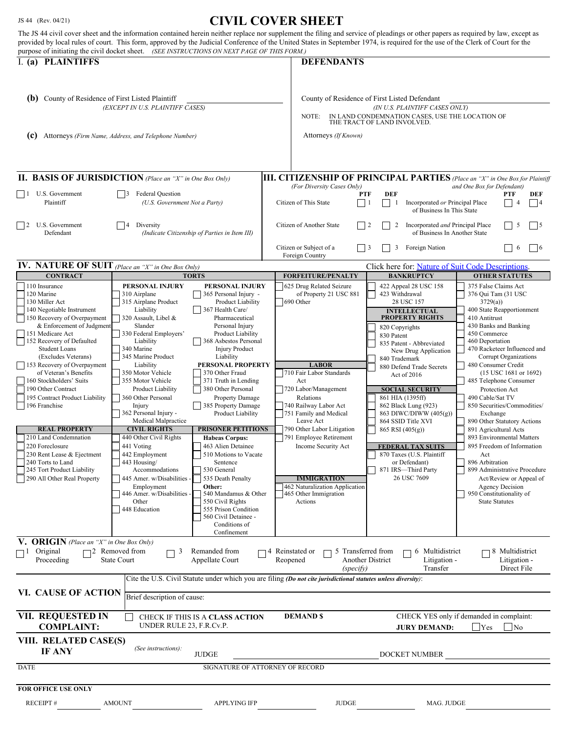JS 44 (Rev. 04/21)

# CIVIL COVER SHEET

The JS 44 civil cover sheet and the information contained herein neither replace nor supplement the filing and service of pleadings or other papers as required by law, except as provided by local rules of court. This form, approved by the Judicial Conference of the United States in September 1974, is required for the use of the Clerk of Court for the purpose of initiating the civil docket sheet. *(SEE INSTRUCTIONS ON NEXT PAGE OF THIS FORM.)*

## I. (a) PLAINTIFFS

**(b)** County of Residence of First Listed Plaintiff ____________
*(EXCEPT IN U.S. PLAINTIFF CASES)*

**(c)** Attorneys *(Firm Name, Address, and Telephone Number)*

## DEFENDANTS

County of Residence of First Listed Defendant ____________
*(IN U.S. PLAINTIFF CASES ONLY)*

NOTE: IN LAND CONDEMNATION CASES, USE THE LOCATION OF THE TRACT OF LAND INVOLVED.

Attorneys *(If Known)*

## II. BASIS OF JURISDICTION *(Place an "X" in One Box Only)*

- ☐ 1 U.S. Government Plaintiff
- ☐ 3 Federal Question *(U.S. Government Not a Party)*
- ☐ 2 U.S. Government Defendant
- ☐ 4 Diversity *(Indicate Citizenship of Parties in Item III)*

## III. CITIZENSHIP OF PRINCIPAL PARTIES *(Place an "X" in One Box for Plaintiff and One Box for Defendant)*

*(For Diversity Cases Only)*

| | PTF | DEF | | PTF | DEF |
|---|---|---|---|---|---|
| Citizen of This State | ☐ 1 | ☐ 1 | Incorporated *or* Principal Place of Business In This State | ☐ 4 | ☐ 4 |
| Citizen of Another State | ☐ 2 | ☐ 2 | Incorporated *and* Principal Place of Business In Another State | ☐ 5 | ☐ 5 |
| Citizen or Subject of a Foreign Country | ☐ 3 | ☐ 3 | Foreign Nation | ☐ 6 | ☐ 6 |

## IV. NATURE OF SUIT *(Place an "X" in One Box Only)*

Click here for: Nature of Suit Code Descriptions.

**CONTRACT**
- ☐ 110 Insurance
- ☐ 120 Marine
- ☐ 130 Miller Act
- ☐ 140 Negotiable Instrument
- ☐ 150 Recovery of Overpayment & Enforcement of Judgment
- ☐ 151 Medicare Act
- ☐ 152 Recovery of Defaulted Student Loans (Excludes Veterans)
- ☐ 153 Recovery of Overpayment of Veteran's Benefits
- ☐ 160 Stockholders' Suits
- ☐ 190 Other Contract
- ☐ 195 Contract Product Liability
- ☐ 196 Franchise

**REAL PROPERTY**
- ☐ 210 Land Condemnation
- ☐ 220 Foreclosure
- ☐ 230 Rent Lease & Ejectment
- ☐ 240 Torts to Land
- ☐ 245 Tort Product Liability
- ☐ 290 All Other Real Property

**TORTS**

*PERSONAL INJURY*
- ☐ 310 Airplane
- ☐ 315 Airplane Product Liability
- ☐ 320 Assault, Libel & Slander
- ☐ 330 Federal Employers' Liability
- ☐ 340 Marine
- ☐ 345 Marine Product Liability
- ☐ 350 Motor Vehicle
- ☐ 355 Motor Vehicle Product Liability
- ☐ 360 Other Personal Injury
- ☐ 362 Personal Injury - Medical Malpractice

*PERSONAL INJURY*
- ☐ 365 Personal Injury - Product Liability
- ☐ 367 Health Care/ Pharmaceutical Personal Injury Product Liability
- ☐ 368 Asbestos Personal Injury Product Liability

*PERSONAL PROPERTY*
- ☐ 370 Other Fraud
- ☐ 371 Truth in Lending
- ☐ 380 Other Personal Property Damage
- ☐ 385 Property Damage Product Liability

**CIVIL RIGHTS**
- ☐ 440 Other Civil Rights
- ☐ 441 Voting
- ☐ 442 Employment
- ☐ 443 Housing/ Accommodations
- ☐ 445 Amer. w/Disabilities - Employment
- ☐ 446 Amer. w/Disabilities - Other
- ☐ 448 Education

**PRISONER PETITIONS**

*Habeas Corpus:*
- ☐ 463 Alien Detainee
- ☐ 510 Motions to Vacate Sentence
- ☐ 530 General
- ☐ 535 Death Penalty

*Other:*
- ☐ 540 Mandamus & Other
- ☐ 550 Civil Rights
- ☐ 555 Prison Condition
- ☐ 560 Civil Detainee - Conditions of Confinement

**FORFEITURE/PENALTY**
- ☐ 625 Drug Related Seizure of Property 21 USC 881
- ☐ 690 Other

**LABOR**
- ☐ 710 Fair Labor Standards Act
- ☐ 720 Labor/Management Relations
- ☐ 740 Railway Labor Act
- ☐ 751 Family and Medical Leave Act
- ☐ 790 Other Labor Litigation
- ☐ 791 Employee Retirement Income Security Act

**IMMIGRATION**
- ☐ 462 Naturalization Application
- ☐ 465 Other Immigration Actions

**BANKRUPTCY**
- ☐ 422 Appeal 28 USC 158
- ☐ 423 Withdrawal 28 USC 157

**INTELLECTUAL PROPERTY RIGHTS**
- ☐ 820 Copyrights
- ☐ 830 Patent
- ☐ 835 Patent - Abbreviated New Drug Application
- ☐ 840 Trademark
- ☐ 880 Defend Trade Secrets Act of 2016

**SOCIAL SECURITY**
- ☐ 861 HIA (1395ff)
- ☐ 862 Black Lung (923)
- ☐ 863 DIWC/DIWW (405(g))
- ☐ 864 SSID Title XVI
- ☐ 865 RSI (405(g))

**FEDERAL TAX SUITS**
- ☐ 870 Taxes (U.S. Plaintiff or Defendant)
- ☐ 871 IRS—Third Party 26 USC 7609

**OTHER STATUTES**
- ☐ 375 False Claims Act
- ☐ 376 Qui Tam (31 USC 3729(a))
- ☐ 400 State Reapportionment
- ☐ 410 Antitrust
- ☐ 430 Banks and Banking
- ☐ 450 Commerce
- ☐ 460 Deportation
- ☐ 470 Racketeer Influenced and Corrupt Organizations
- ☐ 480 Consumer Credit (15 USC 1681 or 1692)
- ☐ 485 Telephone Consumer Protection Act
- ☐ 490 Cable/Sat TV
- ☐ 850 Securities/Commodities/ Exchange
- ☐ 890 Other Statutory Actions
- ☐ 891 Agricultural Acts
- ☐ 893 Environmental Matters
- ☐ 895 Freedom of Information Act
- ☐ 896 Arbitration
- ☐ 899 Administrative Procedure Act/Review or Appeal of Agency Decision
- ☐ 950 Constitutionality of State Statutes

## V. ORIGIN *(Place an "X" in One Box Only)*

- ☐ 1 Original Proceeding
- ☐ 2 Removed from State Court
- ☐ 3 Remanded from Appellate Court
- ☐ 4 Reinstated or Reopened
- ☐ 5 Transferred from Another District *(specify)*
- ☐ 6 Multidistrict Litigation - Transfer
- ☐ 8 Multidistrict Litigation - Direct File

## VI. CAUSE OF ACTION

Cite the U.S. Civil Statute under which you are filing *(Do not cite jurisdictional statutes unless diversity)*:

Brief description of cause:

## VII. REQUESTED IN COMPLAINT:

☐ CHECK IF THIS IS A **CLASS ACTION** UNDER RULE 23, F.R.Cv.P.

**DEMAND $**

CHECK YES only if demanded in complaint:
**JURY DEMAND:** ☐ Yes ☐ No

## VIII. RELATED CASE(S) IF ANY

*(See instructions):* JUDGE ____________ DOCKET NUMBER ____________

DATE ____________ SIGNATURE OF ATTORNEY OF RECORD ____________

**FOR OFFICE USE ONLY**

RECEIPT # ____________ AMOUNT ____________ APPLYING IFP ____________ JUDGE ____________ MAG. JUDGE ____________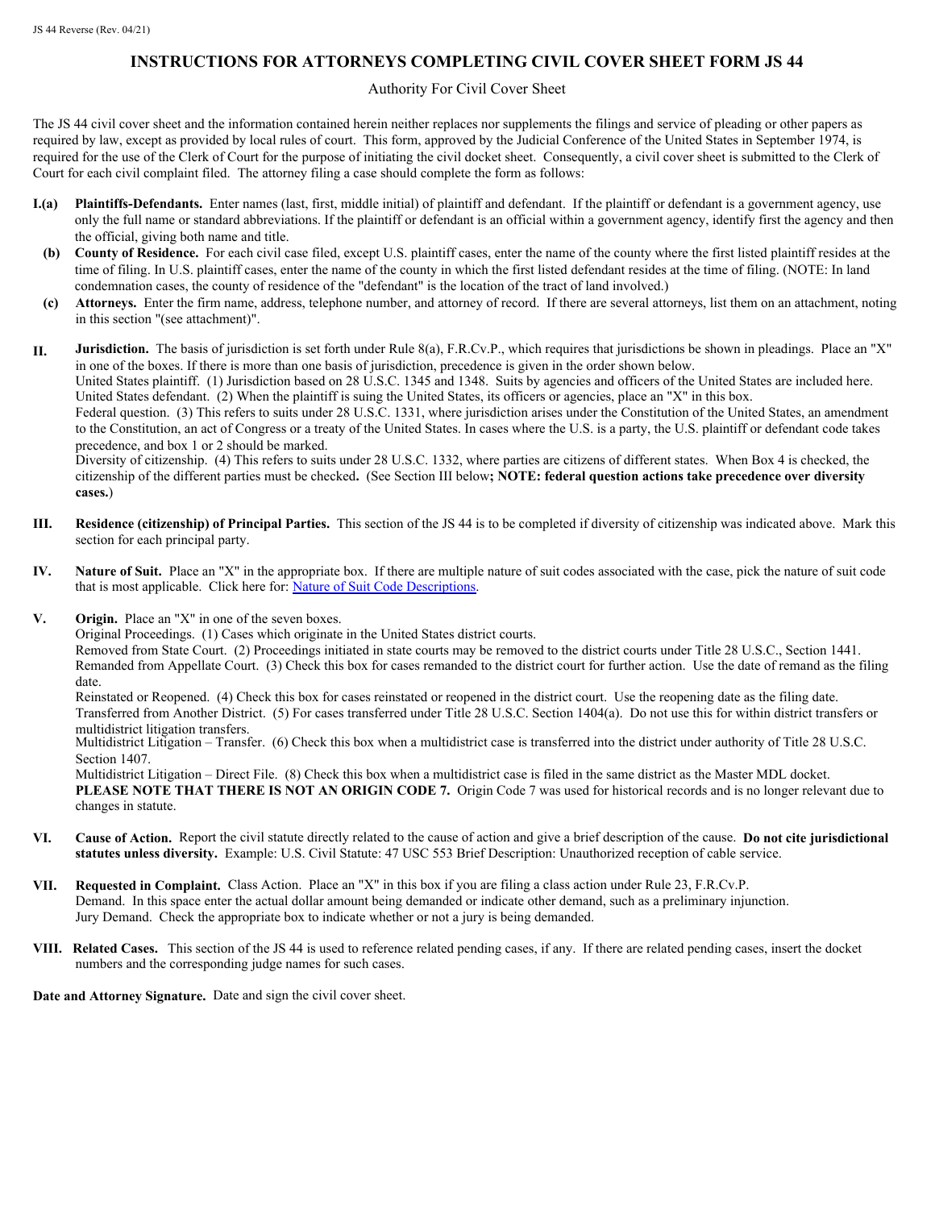# INSTRUCTIONS FOR ATTORNEYS COMPLETING CIVIL COVER SHEET FORM JS 44

## Authority For Civil Cover Sheet

The JS 44 civil cover sheet and the information contained herein neither replaces nor supplements the filings and service of pleading or other papers as required by law, except as provided by local rules of court. This form, approved by the Judicial Conference of the United States in September 1974, is required for the use of the Clerk of Court for the purpose of initiating the civil docket sheet. Consequently, a civil cover sheet is submitted to the Clerk of Court for each civil complaint filed. The attorney filing a case should complete the form as follows:

**I.(a) Plaintiffs-Defendants.** Enter names (last, first, middle initial) of plaintiff and defendant. If the plaintiff or defendant is a government agency, use only the full name or standard abbreviations. If the plaintiff or defendant is an official within a government agency, identify first the agency and then the official, giving both name and title.

**(b) County of Residence.** For each civil case filed, except U.S. plaintiff cases, enter the name of the county where the first listed plaintiff resides at the time of filing. In U.S. plaintiff cases, enter the name of the county in which the first listed defendant resides at the time of filing. (NOTE: In land condemnation cases, the county of residence of the "defendant" is the location of the tract of land involved.)

**(c) Attorneys.** Enter the firm name, address, telephone number, and attorney of record. If there are several attorneys, list them on an attachment, noting in this section "(see attachment)".

**II. Jurisdiction.** The basis of jurisdiction is set forth under Rule 8(a), F.R.Cv.P., which requires that jurisdictions be shown in pleadings. Place an "X" in one of the boxes. If there is more than one basis of jurisdiction, precedence is given in the order shown below.
United States plaintiff. (1) Jurisdiction based on 28 U.S.C. 1345 and 1348. Suits by agencies and officers of the United States are included here.
United States defendant. (2) When the plaintiff is suing the United States, its officers or agencies, place an "X" in this box.
Federal question. (3) This refers to suits under 28 U.S.C. 1331, where jurisdiction arises under the Constitution of the United States, an amendment to the Constitution, an act of Congress or a treaty of the United States. In cases where the U.S. is a party, the U.S. plaintiff or defendant code takes precedence, and box 1 or 2 should be marked.
Diversity of citizenship. (4) This refers to suits under 28 U.S.C. 1332, where parties are citizens of different states. When Box 4 is checked, the citizenship of the different parties must be checked**.** (See Section III below**; NOTE: federal question actions take precedence over diversity cases.**)

**III. Residence (citizenship) of Principal Parties.** This section of the JS 44 is to be completed if diversity of citizenship was indicated above. Mark this section for each principal party.

**IV. Nature of Suit.** Place an "X" in the appropriate box. If there are multiple nature of suit codes associated with the case, pick the nature of suit code that is most applicable. Click here for: Nature of Suit Code Descriptions.

**V. Origin.** Place an "X" in one of the seven boxes.
Original Proceedings. (1) Cases which originate in the United States district courts.
Removed from State Court. (2) Proceedings initiated in state courts may be removed to the district courts under Title 28 U.S.C., Section 1441.
Remanded from Appellate Court. (3) Check this box for cases remanded to the district court for further action. Use the date of remand as the filing date.
Reinstated or Reopened. (4) Check this box for cases reinstated or reopened in the district court. Use the reopening date as the filing date.
Transferred from Another District. (5) For cases transferred under Title 28 U.S.C. Section 1404(a). Do not use this for within district transfers or multidistrict litigation transfers.
Multidistrict Litigation – Transfer. (6) Check this box when a multidistrict case is transferred into the district under authority of Title 28 U.S.C. Section 1407.
Multidistrict Litigation – Direct File. (8) Check this box when a multidistrict case is filed in the same district as the Master MDL docket.
**PLEASE NOTE THAT THERE IS NOT AN ORIGIN CODE 7.** Origin Code 7 was used for historical records and is no longer relevant due to changes in statute.

**VI. Cause of Action.** Report the civil statute directly related to the cause of action and give a brief description of the cause. **Do not cite jurisdictional statutes unless diversity.** Example: U.S. Civil Statute: 47 USC 553 Brief Description: Unauthorized reception of cable service.

**VII. Requested in Complaint.** Class Action. Place an "X" in this box if you are filing a class action under Rule 23, F.R.Cv.P.
Demand. In this space enter the actual dollar amount being demanded or indicate other demand, such as a preliminary injunction.
Jury Demand. Check the appropriate box to indicate whether or not a jury is being demanded.

**VIII. Related Cases.** This section of the JS 44 is used to reference related pending cases, if any. If there are related pending cases, insert the docket numbers and the corresponding judge names for such cases.

**Date and Attorney Signature.** Date and sign the civil cover sheet.